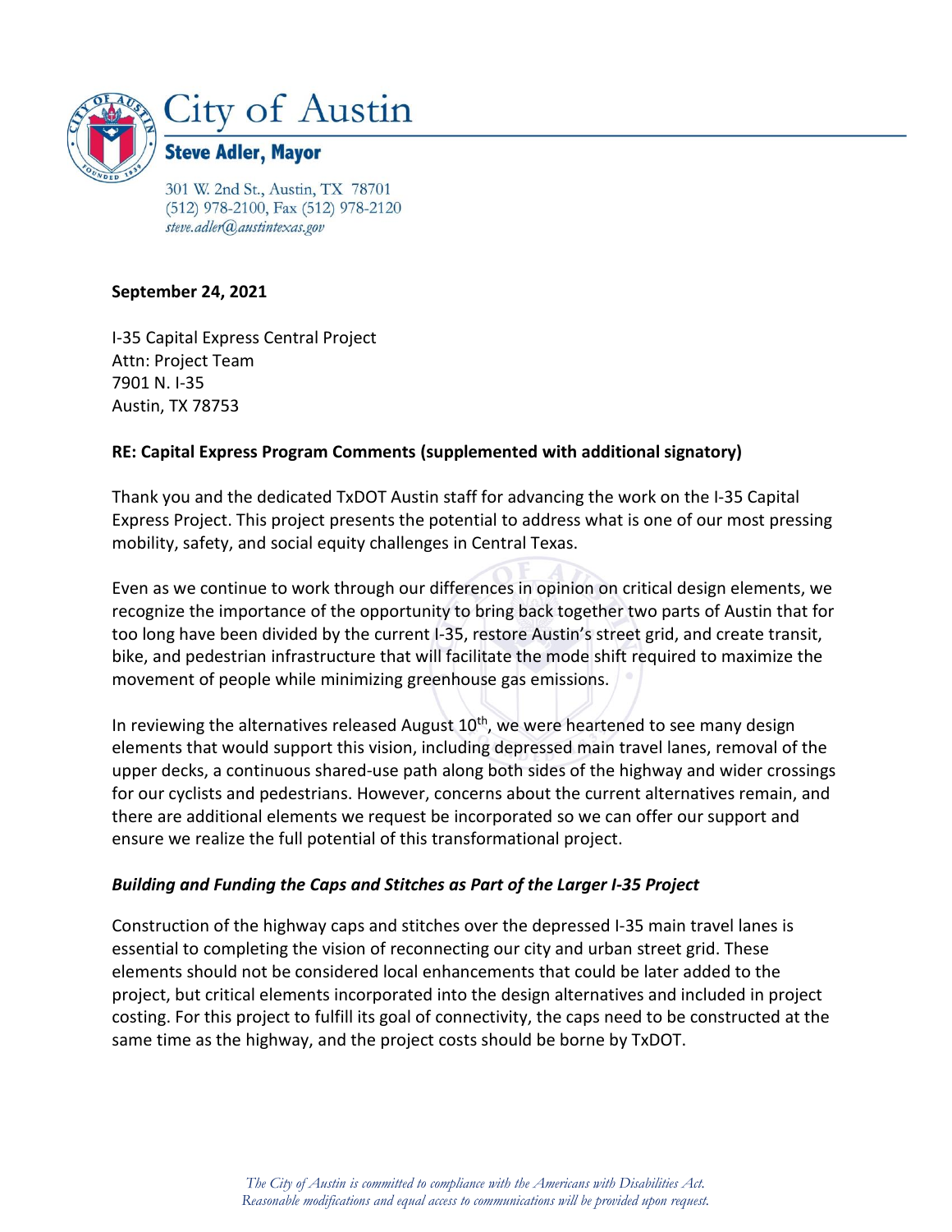# City of Austin

## Steve Adler, Mayor

301 W. 2nd St., Austin, TX 78701
(512) 978-2100, Fax (512) 978-2120
*steve.adler@austintexas.gov*

**September 24, 2021**

I-35 Capital Express Central Project
Attn: Project Team
7901 N. I-35
Austin, TX 78753

**RE: Capital Express Program Comments (supplemented with additional signatory)**

Thank you and the dedicated TxDOT Austin staff for advancing the work on the I-35 Capital Express Project. This project presents the potential to address what is one of our most pressing mobility, safety, and social equity challenges in Central Texas.

Even as we continue to work through our differences in opinion on critical design elements, we recognize the importance of the opportunity to bring back together two parts of Austin that for too long have been divided by the current I-35, restore Austin's street grid, and create transit, bike, and pedestrian infrastructure that will facilitate the mode shift required to maximize the movement of people while minimizing greenhouse gas emissions.

In reviewing the alternatives released August 10th, we were heartened to see many design elements that would support this vision, including depressed main travel lanes, removal of the upper decks, a continuous shared-use path along both sides of the highway and wider crossings for our cyclists and pedestrians. However, concerns about the current alternatives remain, and there are additional elements we request be incorporated so we can offer our support and ensure we realize the full potential of this transformational project.

### *Building and Funding the Caps and Stitches as Part of the Larger I-35 Project*

Construction of the highway caps and stitches over the depressed I-35 main travel lanes is essential to completing the vision of reconnecting our city and urban street grid. These elements should not be considered local enhancements that could be later added to the project, but critical elements incorporated into the design alternatives and included in project costing. For this project to fulfill its goal of connectivity, the caps need to be constructed at the same time as the highway, and the project costs should be borne by TxDOT.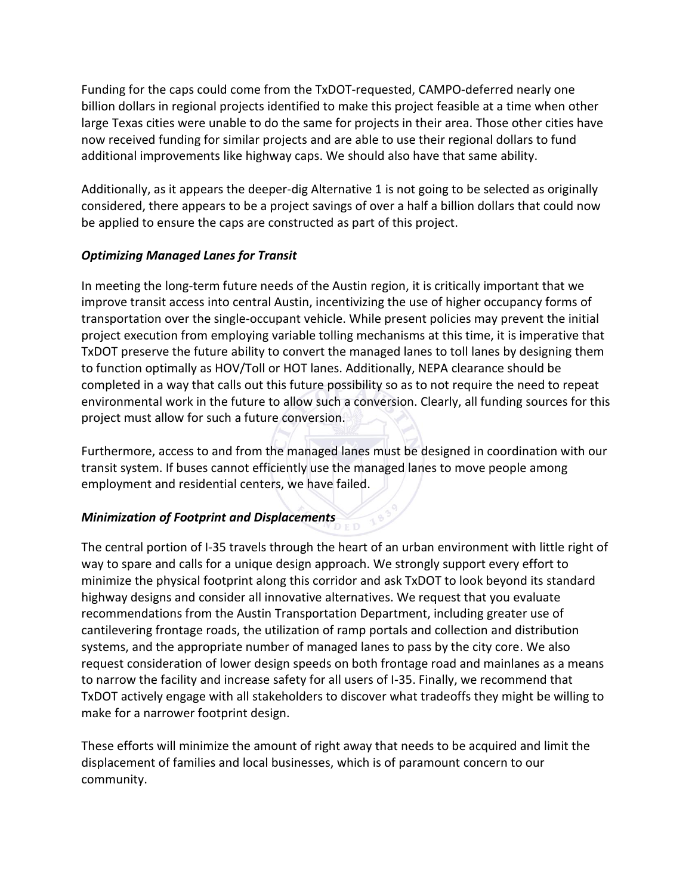Funding for the caps could come from the TxDOT-requested, CAMPO-deferred nearly one billion dollars in regional projects identified to make this project feasible at a time when other large Texas cities were unable to do the same for projects in their area. Those other cities have now received funding for similar projects and are able to use their regional dollars to fund additional improvements like highway caps. We should also have that same ability.

Additionally, as it appears the deeper-dig Alternative 1 is not going to be selected as originally considered, there appears to be a project savings of over a half a billion dollars that could now be applied to ensure the caps are constructed as part of this project.

***Optimizing Managed Lanes for Transit***

In meeting the long-term future needs of the Austin region, it is critically important that we improve transit access into central Austin, incentivizing the use of higher occupancy forms of transportation over the single-occupant vehicle. While present policies may prevent the initial project execution from employing variable tolling mechanisms at this time, it is imperative that TxDOT preserve the future ability to convert the managed lanes to toll lanes by designing them to function optimally as HOV/Toll or HOT lanes. Additionally, NEPA clearance should be completed in a way that calls out this future possibility so as to not require the need to repeat environmental work in the future to allow such a conversion. Clearly, all funding sources for this project must allow for such a future conversion.

Furthermore, access to and from the managed lanes must be designed in coordination with our transit system. If buses cannot efficiently use the managed lanes to move people among employment and residential centers, we have failed.

***Minimization of Footprint and Displacements***

The central portion of I-35 travels through the heart of an urban environment with little right of way to spare and calls for a unique design approach. We strongly support every effort to minimize the physical footprint along this corridor and ask TxDOT to look beyond its standard highway designs and consider all innovative alternatives. We request that you evaluate recommendations from the Austin Transportation Department, including greater use of cantilevering frontage roads, the utilization of ramp portals and collection and distribution systems, and the appropriate number of managed lanes to pass by the city core. We also request consideration of lower design speeds on both frontage road and mainlanes as a means to narrow the facility and increase safety for all users of I-35. Finally, we recommend that TxDOT actively engage with all stakeholders to discover what tradeoffs they might be willing to make for a narrower footprint design.

These efforts will minimize the amount of right away that needs to be acquired and limit the displacement of families and local businesses, which is of paramount concern to our community.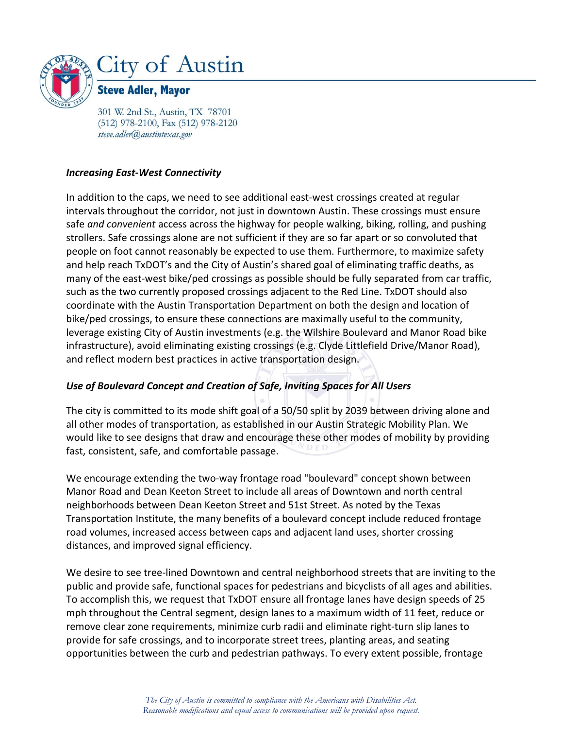### *Increasing East-West Connectivity*

In addition to the caps, we need to see additional east-west crossings created at regular intervals throughout the corridor, not just in downtown Austin. These crossings must ensure safe *and convenient* access across the highway for people walking, biking, rolling, and pushing strollers. Safe crossings alone are not sufficient if they are so far apart or so convoluted that people on foot cannot reasonably be expected to use them. Furthermore, to maximize safety and help reach TxDOT's and the City of Austin's shared goal of eliminating traffic deaths, as many of the east-west bike/ped crossings as possible should be fully separated from car traffic, such as the two currently proposed crossings adjacent to the Red Line. TxDOT should also coordinate with the Austin Transportation Department on both the design and location of bike/ped crossings, to ensure these connections are maximally useful to the community, leverage existing City of Austin investments (e.g. the Wilshire Boulevard and Manor Road bike infrastructure), avoid eliminating existing crossings (e.g. Clyde Littlefield Drive/Manor Road), and reflect modern best practices in active transportation design.

### *Use of Boulevard Concept and Creation of Safe, Inviting Spaces for All Users*

The city is committed to its mode shift goal of a 50/50 split by 2039 between driving alone and all other modes of transportation, as established in our Austin Strategic Mobility Plan. We would like to see designs that draw and encourage these other modes of mobility by providing fast, consistent, safe, and comfortable passage.

We encourage extending the two-way frontage road "boulevard" concept shown between Manor Road and Dean Keeton Street to include all areas of Downtown and north central neighborhoods between Dean Keeton Street and 51st Street. As noted by the Texas Transportation Institute, the many benefits of a boulevard concept include reduced frontage road volumes, increased access between caps and adjacent land uses, shorter crossing distances, and improved signal efficiency.

We desire to see tree-lined Downtown and central neighborhood streets that are inviting to the public and provide safe, functional spaces for pedestrians and bicyclists of all ages and abilities. To accomplish this, we request that TxDOT ensure all frontage lanes have design speeds of 25 mph throughout the Central segment, design lanes to a maximum width of 11 feet, reduce or remove clear zone requirements, minimize curb radii and eliminate right-turn slip lanes to provide for safe crossings, and to incorporate street trees, planting areas, and seating opportunities between the curb and pedestrian pathways. To every extent possible, frontage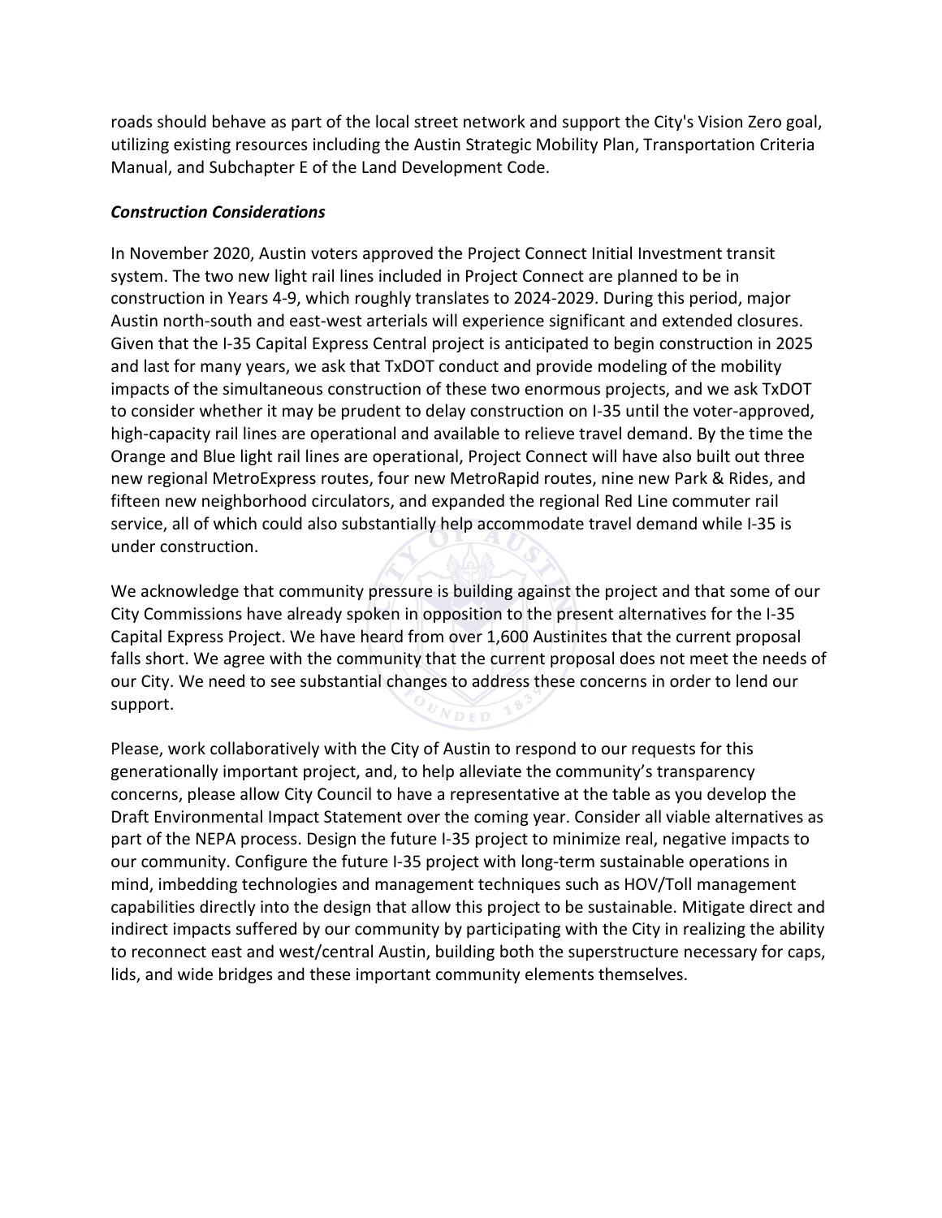roads should behave as part of the local street network and support the City's Vision Zero goal, utilizing existing resources including the Austin Strategic Mobility Plan, Transportation Criteria Manual, and Subchapter E of the Land Development Code.

***Construction Considerations***

In November 2020, Austin voters approved the Project Connect Initial Investment transit system. The two new light rail lines included in Project Connect are planned to be in construction in Years 4-9, which roughly translates to 2024-2029. During this period, major Austin north-south and east-west arterials will experience significant and extended closures. Given that the I-35 Capital Express Central project is anticipated to begin construction in 2025 and last for many years, we ask that TxDOT conduct and provide modeling of the mobility impacts of the simultaneous construction of these two enormous projects, and we ask TxDOT to consider whether it may be prudent to delay construction on I-35 until the voter-approved, high-capacity rail lines are operational and available to relieve travel demand. By the time the Orange and Blue light rail lines are operational, Project Connect will have also built out three new regional MetroExpress routes, four new MetroRapid routes, nine new Park & Rides, and fifteen new neighborhood circulators, and expanded the regional Red Line commuter rail service, all of which could also substantially help accommodate travel demand while I-35 is under construction.

We acknowledge that community pressure is building against the project and that some of our City Commissions have already spoken in opposition to the present alternatives for the I-35 Capital Express Project. We have heard from over 1,600 Austinites that the current proposal falls short. We agree with the community that the current proposal does not meet the needs of our City. We need to see substantial changes to address these concerns in order to lend our support.

Please, work collaboratively with the City of Austin to respond to our requests for this generationally important project, and, to help alleviate the community's transparency concerns, please allow City Council to have a representative at the table as you develop the Draft Environmental Impact Statement over the coming year. Consider all viable alternatives as part of the NEPA process. Design the future I-35 project to minimize real, negative impacts to our community. Configure the future I-35 project with long-term sustainable operations in mind, imbedding technologies and management techniques such as HOV/Toll management capabilities directly into the design that allow this project to be sustainable. Mitigate direct and indirect impacts suffered by our community by participating with the City in realizing the ability to reconnect east and west/central Austin, building both the superstructure necessary for caps, lids, and wide bridges and these important community elements themselves.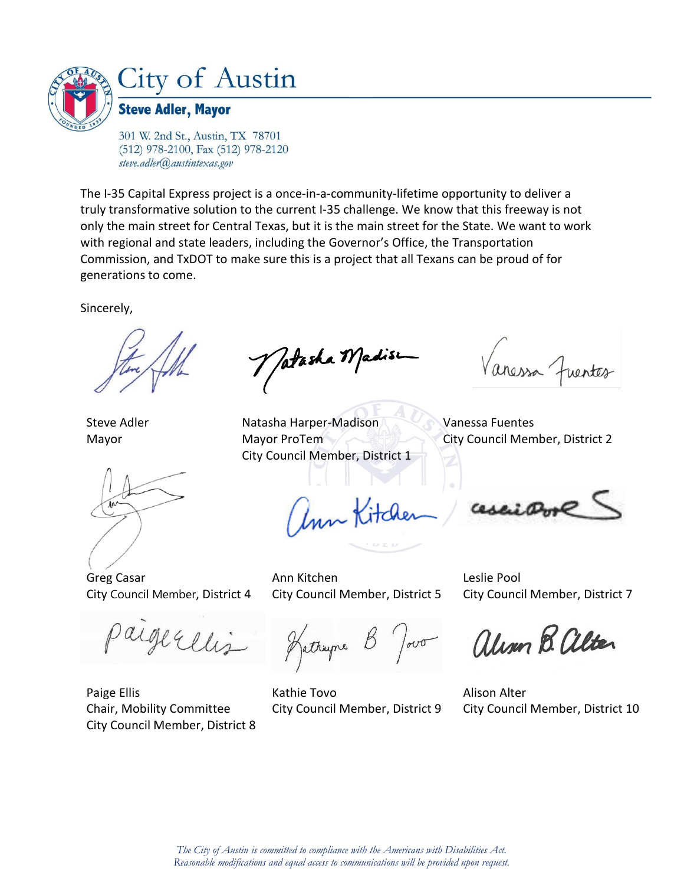# City of Austin

## Steve Adler, Mayor

301 W. 2nd St., Austin, TX 78701
(512) 978-2100, Fax (512) 978-2120
*steve.adler@austintexas.gov*

The I-35 Capital Express project is a once-in-a-community-lifetime opportunity to deliver a truly transformative solution to the current I-35 challenge. We know that this freeway is not only the main street for Central Texas, but it is the main street for the State. We want to work with regional and state leaders, including the Governor's Office, the Transportation Commission, and TxDOT to make sure this is a project that all Texans can be proud of for generations to come.

Sincerely,

Steve Adler
Mayor

Natasha Harper-Madison
Mayor ProTem
City Council Member, District 1

Vanessa Fuentes
City Council Member, District 2

Greg Casar
City Council Member, District 4

Ann Kitchen
City Council Member, District 5

Leslie Pool
City Council Member, District 7

Paige Ellis
Chair, Mobility Committee
City Council Member, District 8

Kathie Tovo
City Council Member, District 9

Alison Alter
City Council Member, District 10

*The City of Austin is committed to compliance with the Americans with Disabilities Act. Reasonable modifications and equal access to communications will be provided upon request.*